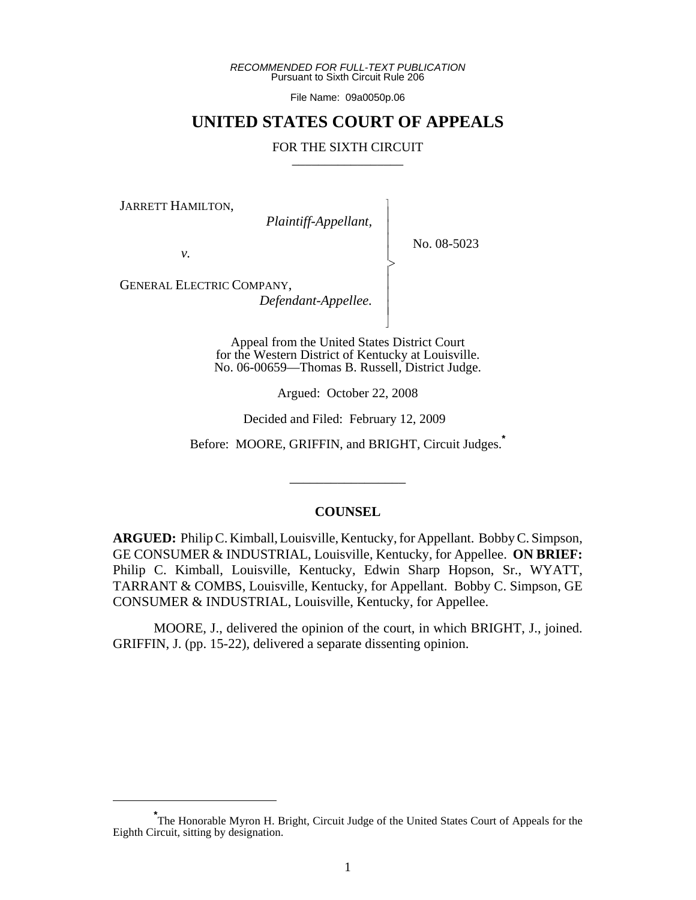*RECOMMENDED FOR FULL-TEXT PUBLICATION*
Pursuant to Sixth Circuit Rule 206

File Name: 09a0050p.06

# UNITED STATES COURT OF APPEALS

FOR THE SIXTH CIRCUIT

---

JARRETT HAMILTON,
*Plaintiff-Appellant,*

*v.*

GENERAL ELECTRIC COMPANY,
*Defendant-Appellee.*

No. 08-5023

Appeal from the United States District Court
for the Western District of Kentucky at Louisville.
No. 06-00659—Thomas B. Russell, District Judge.

Argued: October 22, 2008

Decided and Filed: February 12, 2009

Before: MOORE, GRIFFIN, and BRIGHT, Circuit Judges.[*]

---

## COUNSEL

**ARGUED:** Philip C. Kimball, Louisville, Kentucky, for Appellant. Bobby C. Simpson, GE CONSUMER & INDUSTRIAL, Louisville, Kentucky, for Appellee. **ON BRIEF:** Philip C. Kimball, Louisville, Kentucky, Edwin Sharp Hopson, Sr., WYATT, TARRANT & COMBS, Louisville, Kentucky, for Appellant. Bobby C. Simpson, GE CONSUMER & INDUSTRIAL, Louisville, Kentucky, for Appellee.

MOORE, J., delivered the opinion of the court, in which BRIGHT, J., joined. GRIFFIN, J. (pp. 15-22), delivered a separate dissenting opinion.

---

[*] The Honorable Myron H. Bright, Circuit Judge of the United States Court of Appeals for the Eighth Circuit, sitting by designation.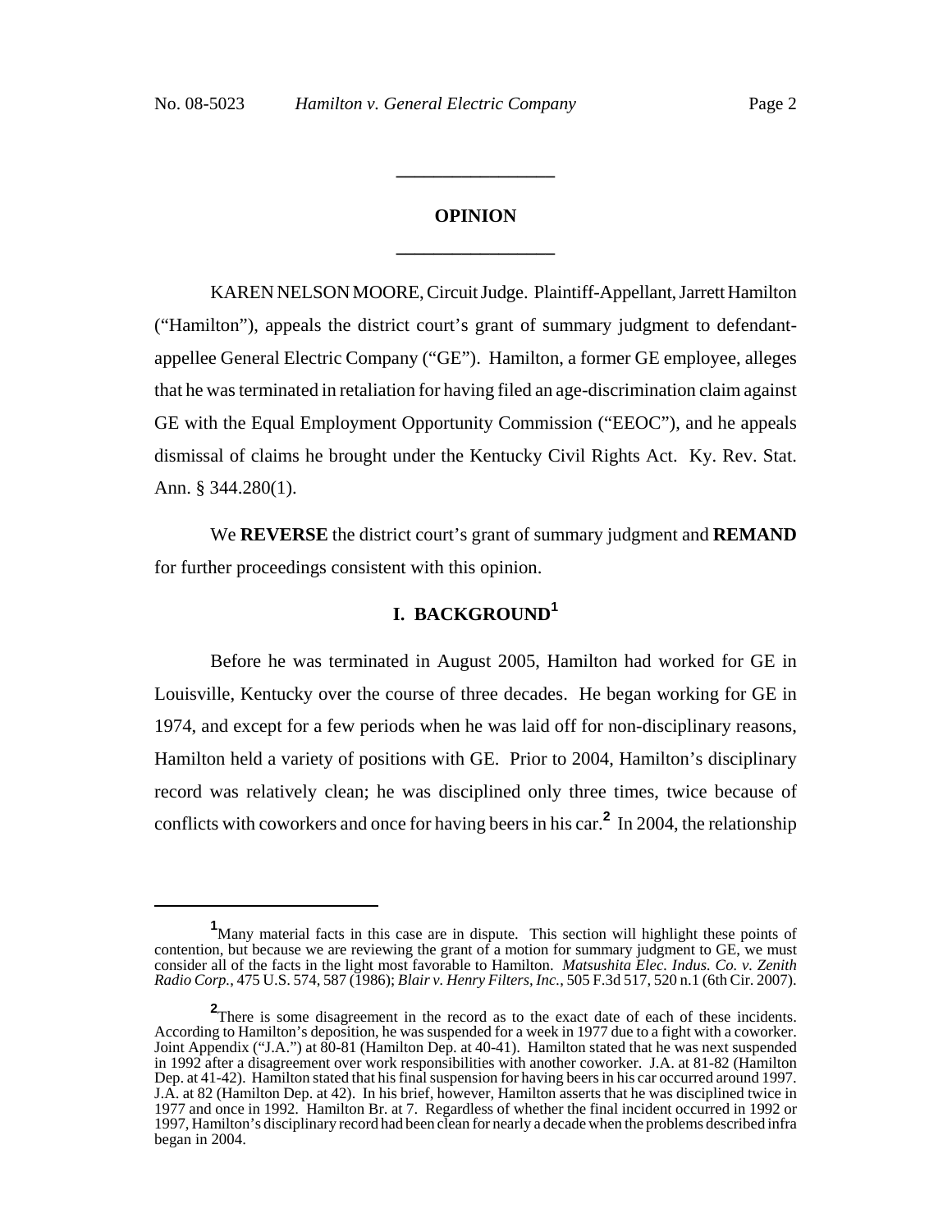# OPINION

KAREN NELSON MOORE, Circuit Judge. Plaintiff-Appellant, Jarrett Hamilton ("Hamilton"), appeals the district court's grant of summary judgment to defendant-appellee General Electric Company ("GE"). Hamilton, a former GE employee, alleges that he was terminated in retaliation for having filed an age-discrimination claim against GE with the Equal Employment Opportunity Commission ("EEOC"), and he appeals dismissal of claims he brought under the Kentucky Civil Rights Act. Ky. Rev. Stat. Ann. § 344.280(1).

We **REVERSE** the district court's grant of summary judgment and **REMAND** for further proceedings consistent with this opinion.

## I. BACKGROUND[1]

Before he was terminated in August 2005, Hamilton had worked for GE in Louisville, Kentucky over the course of three decades. He began working for GE in 1974, and except for a few periods when he was laid off for non-disciplinary reasons, Hamilton held a variety of positions with GE. Prior to 2004, Hamilton's disciplinary record was relatively clean; he was disciplined only three times, twice because of conflicts with coworkers and once for having beers in his car.[2] In 2004, the relationship

---

[1] Many material facts in this case are in dispute. This section will highlight these points of contention, but because we are reviewing the grant of a motion for summary judgment to GE, we must consider all of the facts in the light most favorable to Hamilton. *Matsushita Elec. Indus. Co. v. Zenith Radio Corp.*, 475 U.S. 574, 587 (1986); *Blair v. Henry Filters, Inc.*, 505 F.3d 517, 520 n.1 (6th Cir. 2007).

[2] There is some disagreement in the record as to the exact date of each of these incidents. According to Hamilton's deposition, he was suspended for a week in 1977 due to a fight with a coworker. Joint Appendix ("J.A.") at 80-81 (Hamilton Dep. at 40-41). Hamilton stated that he was next suspended in 1992 after a disagreement over work responsibilities with another coworker. J.A. at 81-82 (Hamilton Dep. at 41-42). Hamilton stated that his final suspension for having beers in his car occurred around 1997. J.A. at 82 (Hamilton Dep. at 42). In his brief, however, Hamilton asserts that he was disciplined twice in 1977 and once in 1992. Hamilton Br. at 7. Regardless of whether the final incident occurred in 1992 or 1997, Hamilton's disciplinary record had been clean for nearly a decade when the problems described infra began in 2004.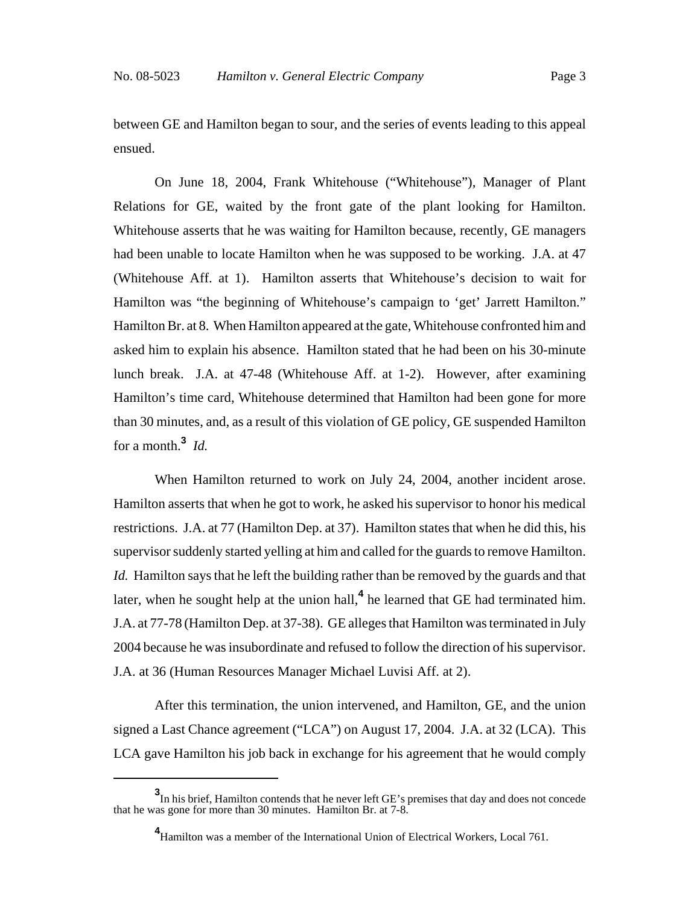between GE and Hamilton began to sour, and the series of events leading to this appeal ensued.

On June 18, 2004, Frank Whitehouse ("Whitehouse"), Manager of Plant Relations for GE, waited by the front gate of the plant looking for Hamilton. Whitehouse asserts that he was waiting for Hamilton because, recently, GE managers had been unable to locate Hamilton when he was supposed to be working. J.A. at 47 (Whitehouse Aff. at 1). Hamilton asserts that Whitehouse's decision to wait for Hamilton was "the beginning of Whitehouse's campaign to 'get' Jarrett Hamilton." Hamilton Br. at 8. When Hamilton appeared at the gate, Whitehouse confronted him and asked him to explain his absence. Hamilton stated that he had been on his 30-minute lunch break. J.A. at 47-48 (Whitehouse Aff. at 1-2). However, after examining Hamilton's time card, Whitehouse determined that Hamilton had been gone for more than 30 minutes, and, as a result of this violation of GE policy, GE suspended Hamilton for a month.[3] *Id.*

When Hamilton returned to work on July 24, 2004, another incident arose. Hamilton asserts that when he got to work, he asked his supervisor to honor his medical restrictions. J.A. at 77 (Hamilton Dep. at 37). Hamilton states that when he did this, his supervisor suddenly started yelling at him and called for the guards to remove Hamilton. *Id.* Hamilton says that he left the building rather than be removed by the guards and that later, when he sought help at the union hall,[4] he learned that GE had terminated him. J.A. at 77-78 (Hamilton Dep. at 37-38). GE alleges that Hamilton was terminated in July 2004 because he was insubordinate and refused to follow the direction of his supervisor. J.A. at 36 (Human Resources Manager Michael Luvisi Aff. at 2).

After this termination, the union intervened, and Hamilton, GE, and the union signed a Last Chance agreement ("LCA") on August 17, 2004. J.A. at 32 (LCA). This LCA gave Hamilton his job back in exchange for his agreement that he would comply

---

[3] In his brief, Hamilton contends that he never left GE's premises that day and does not concede that he was gone for more than 30 minutes. Hamilton Br. at 7-8.

[4] Hamilton was a member of the International Union of Electrical Workers, Local 761.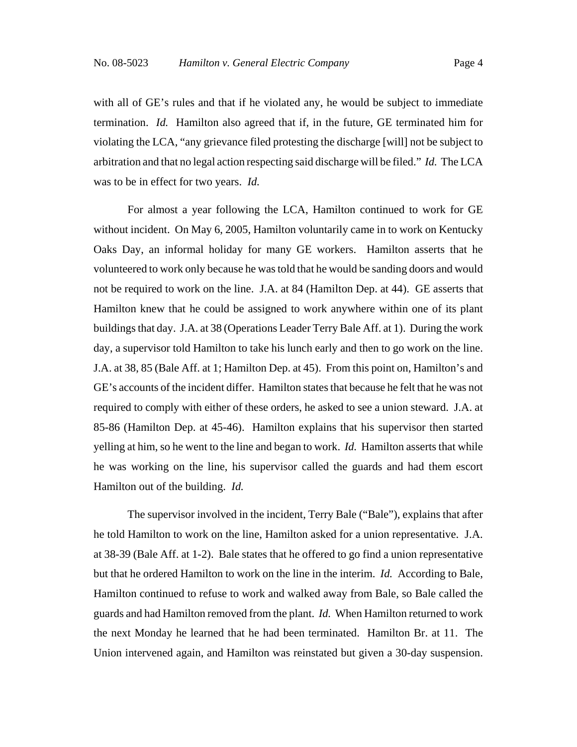with all of GE's rules and that if he violated any, he would be subject to immediate termination. *Id.* Hamilton also agreed that if, in the future, GE terminated him for violating the LCA, "any grievance filed protesting the discharge [will] not be subject to arbitration and that no legal action respecting said discharge will be filed." *Id.* The LCA was to be in effect for two years. *Id.*

For almost a year following the LCA, Hamilton continued to work for GE without incident. On May 6, 2005, Hamilton voluntarily came in to work on Kentucky Oaks Day, an informal holiday for many GE workers. Hamilton asserts that he volunteered to work only because he was told that he would be sanding doors and would not be required to work on the line. J.A. at 84 (Hamilton Dep. at 44). GE asserts that Hamilton knew that he could be assigned to work anywhere within one of its plant buildings that day. J.A. at 38 (Operations Leader Terry Bale Aff. at 1). During the work day, a supervisor told Hamilton to take his lunch early and then to go work on the line. J.A. at 38, 85 (Bale Aff. at 1; Hamilton Dep. at 45). From this point on, Hamilton's and GE's accounts of the incident differ. Hamilton states that because he felt that he was not required to comply with either of these orders, he asked to see a union steward. J.A. at 85-86 (Hamilton Dep. at 45-46). Hamilton explains that his supervisor then started yelling at him, so he went to the line and began to work. *Id.* Hamilton asserts that while he was working on the line, his supervisor called the guards and had them escort Hamilton out of the building. *Id.*

The supervisor involved in the incident, Terry Bale ("Bale"), explains that after he told Hamilton to work on the line, Hamilton asked for a union representative. J.A. at 38-39 (Bale Aff. at 1-2). Bale states that he offered to go find a union representative but that he ordered Hamilton to work on the line in the interim. *Id.* According to Bale, Hamilton continued to refuse to work and walked away from Bale, so Bale called the guards and had Hamilton removed from the plant. *Id.* When Hamilton returned to work the next Monday he learned that he had been terminated. Hamilton Br. at 11. The Union intervened again, and Hamilton was reinstated but given a 30-day suspension.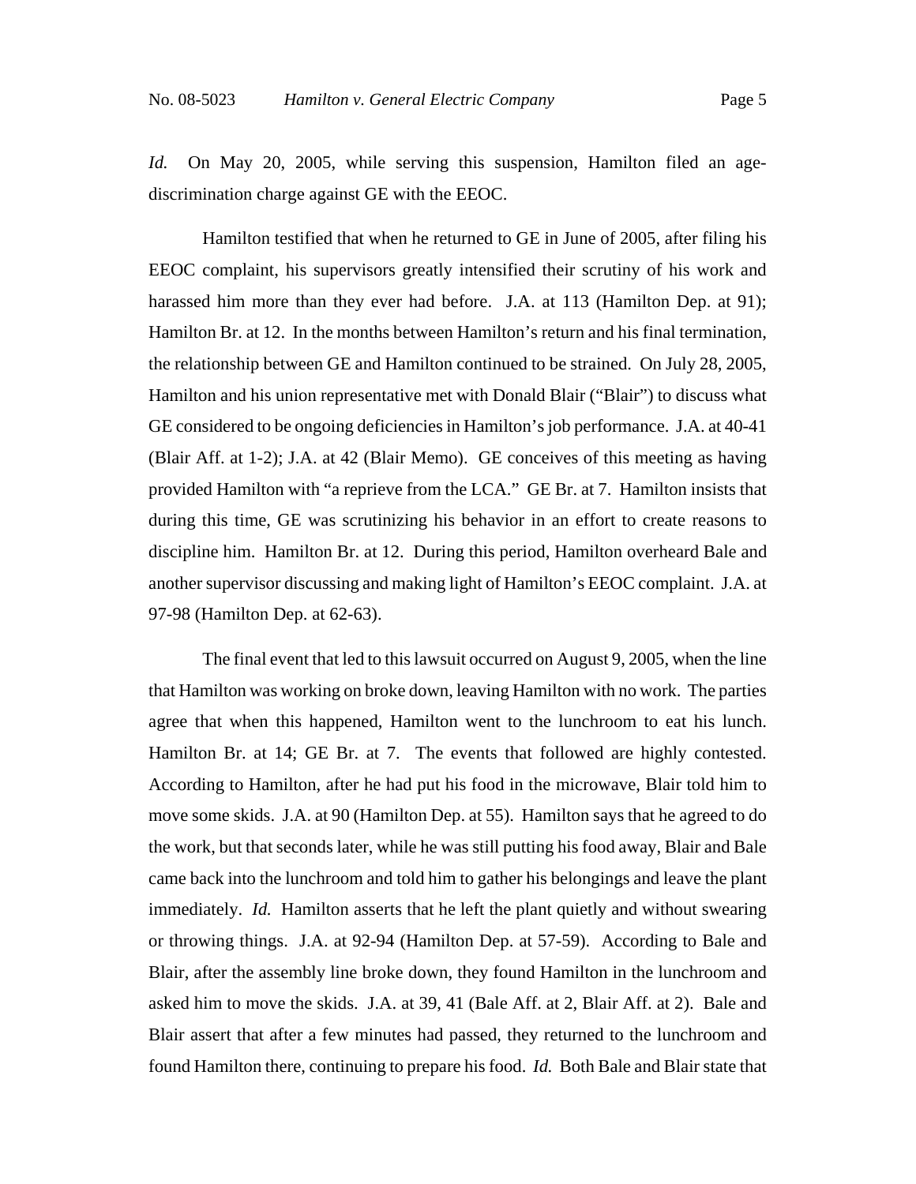*Id.* On May 20, 2005, while serving this suspension, Hamilton filed an age-discrimination charge against GE with the EEOC.

Hamilton testified that when he returned to GE in June of 2005, after filing his EEOC complaint, his supervisors greatly intensified their scrutiny of his work and harassed him more than they ever had before. J.A. at 113 (Hamilton Dep. at 91); Hamilton Br. at 12. In the months between Hamilton's return and his final termination, the relationship between GE and Hamilton continued to be strained. On July 28, 2005, Hamilton and his union representative met with Donald Blair ("Blair") to discuss what GE considered to be ongoing deficiencies in Hamilton's job performance. J.A. at 40-41 (Blair Aff. at 1-2); J.A. at 42 (Blair Memo). GE conceives of this meeting as having provided Hamilton with "a reprieve from the LCA." GE Br. at 7. Hamilton insists that during this time, GE was scrutinizing his behavior in an effort to create reasons to discipline him. Hamilton Br. at 12. During this period, Hamilton overheard Bale and another supervisor discussing and making light of Hamilton's EEOC complaint. J.A. at 97-98 (Hamilton Dep. at 62-63).

The final event that led to this lawsuit occurred on August 9, 2005, when the line that Hamilton was working on broke down, leaving Hamilton with no work. The parties agree that when this happened, Hamilton went to the lunchroom to eat his lunch. Hamilton Br. at 14; GE Br. at 7. The events that followed are highly contested. According to Hamilton, after he had put his food in the microwave, Blair told him to move some skids. J.A. at 90 (Hamilton Dep. at 55). Hamilton says that he agreed to do the work, but that seconds later, while he was still putting his food away, Blair and Bale came back into the lunchroom and told him to gather his belongings and leave the plant immediately. *Id.* Hamilton asserts that he left the plant quietly and without swearing or throwing things. J.A. at 92-94 (Hamilton Dep. at 57-59). According to Bale and Blair, after the assembly line broke down, they found Hamilton in the lunchroom and asked him to move the skids. J.A. at 39, 41 (Bale Aff. at 2, Blair Aff. at 2). Bale and Blair assert that after a few minutes had passed, they returned to the lunchroom and found Hamilton there, continuing to prepare his food. *Id.* Both Bale and Blair state that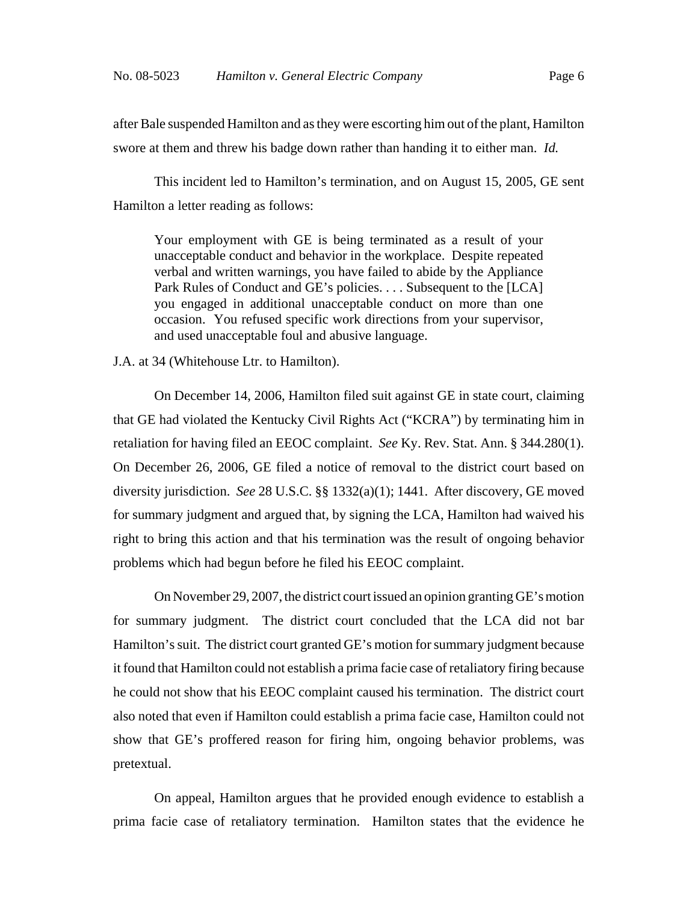after Bale suspended Hamilton and as they were escorting him out of the plant, Hamilton swore at them and threw his badge down rather than handing it to either man. *Id.*

This incident led to Hamilton's termination, and on August 15, 2005, GE sent Hamilton a letter reading as follows:

> Your employment with GE is being terminated as a result of your unacceptable conduct and behavior in the workplace. Despite repeated verbal and written warnings, you have failed to abide by the Appliance Park Rules of Conduct and GE's policies. . . . Subsequent to the [LCA] you engaged in additional unacceptable conduct on more than one occasion. You refused specific work directions from your supervisor, and used unacceptable foul and abusive language.

J.A. at 34 (Whitehouse Ltr. to Hamilton).

On December 14, 2006, Hamilton filed suit against GE in state court, claiming that GE had violated the Kentucky Civil Rights Act ("KCRA") by terminating him in retaliation for having filed an EEOC complaint. *See* Ky. Rev. Stat. Ann. § 344.280(1). On December 26, 2006, GE filed a notice of removal to the district court based on diversity jurisdiction. *See* 28 U.S.C. §§ 1332(a)(1); 1441. After discovery, GE moved for summary judgment and argued that, by signing the LCA, Hamilton had waived his right to bring this action and that his termination was the result of ongoing behavior problems which had begun before he filed his EEOC complaint.

On November 29, 2007, the district court issued an opinion granting GE's motion for summary judgment. The district court concluded that the LCA did not bar Hamilton's suit. The district court granted GE's motion for summary judgment because it found that Hamilton could not establish a prima facie case of retaliatory firing because he could not show that his EEOC complaint caused his termination. The district court also noted that even if Hamilton could establish a prima facie case, Hamilton could not show that GE's proffered reason for firing him, ongoing behavior problems, was pretextual.

On appeal, Hamilton argues that he provided enough evidence to establish a prima facie case of retaliatory termination. Hamilton states that the evidence he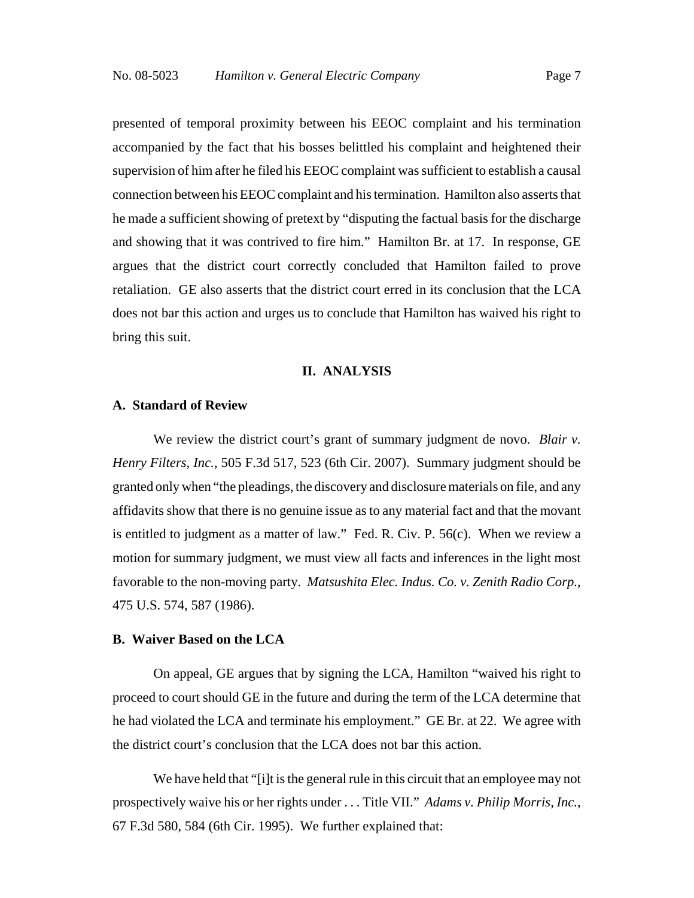presented of temporal proximity between his EEOC complaint and his termination accompanied by the fact that his bosses belittled his complaint and heightened their supervision of him after he filed his EEOC complaint was sufficient to establish a causal connection between his EEOC complaint and his termination. Hamilton also asserts that he made a sufficient showing of pretext by "disputing the factual basis for the discharge and showing that it was contrived to fire him." Hamilton Br. at 17. In response, GE argues that the district court correctly concluded that Hamilton failed to prove retaliation. GE also asserts that the district court erred in its conclusion that the LCA does not bar this action and urges us to conclude that Hamilton has waived his right to bring this suit.

## II. ANALYSIS

### A. Standard of Review

We review the district court's grant of summary judgment de novo. *Blair v. Henry Filters, Inc.*, 505 F.3d 517, 523 (6th Cir. 2007). Summary judgment should be granted only when "the pleadings, the discovery and disclosure materials on file, and any affidavits show that there is no genuine issue as to any material fact and that the movant is entitled to judgment as a matter of law." Fed. R. Civ. P. 56(c). When we review a motion for summary judgment, we must view all facts and inferences in the light most favorable to the non-moving party. *Matsushita Elec. Indus. Co. v. Zenith Radio Corp.*, 475 U.S. 574, 587 (1986).

### B. Waiver Based on the LCA

On appeal, GE argues that by signing the LCA, Hamilton "waived his right to proceed to court should GE in the future and during the term of the LCA determine that he had violated the LCA and terminate his employment." GE Br. at 22. We agree with the district court's conclusion that the LCA does not bar this action.

We have held that "[i]t is the general rule in this circuit that an employee may not prospectively waive his or her rights under . . . Title VII." *Adams v. Philip Morris, Inc.*, 67 F.3d 580, 584 (6th Cir. 1995). We further explained that: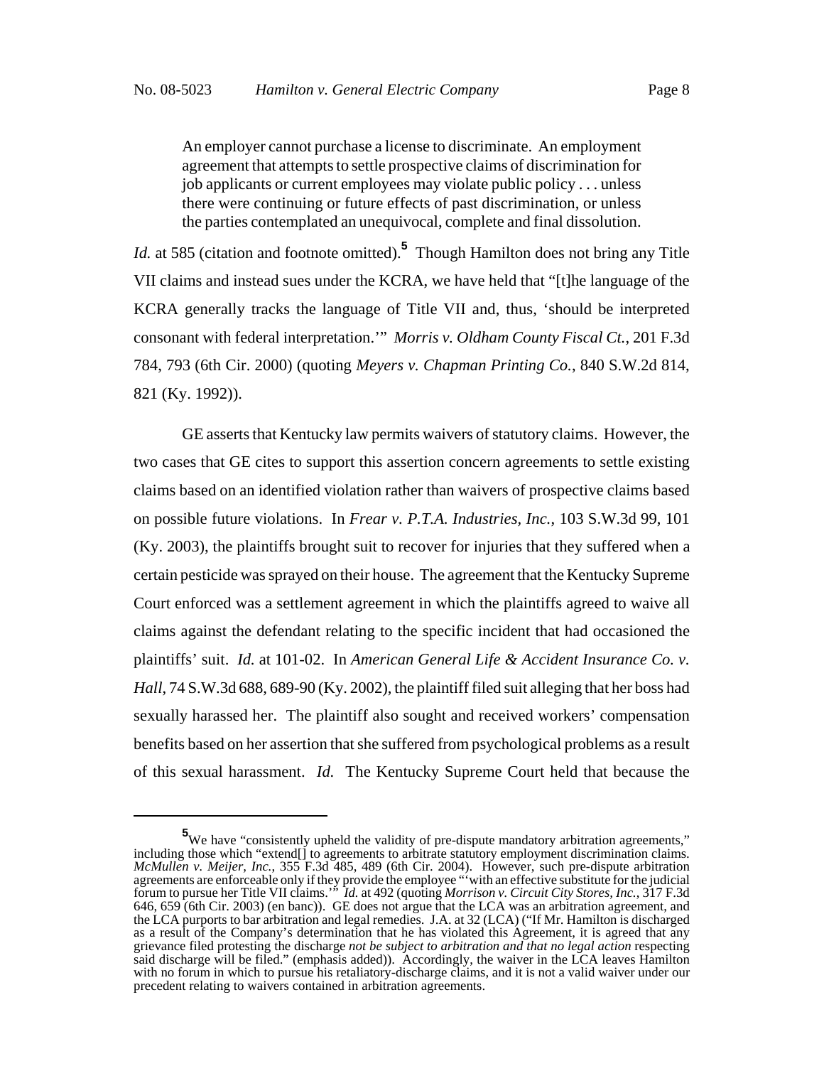> An employer cannot purchase a license to discriminate. An employment agreement that attempts to settle prospective claims of discrimination for job applicants or current employees may violate public policy . . . unless there were continuing or future effects of past discrimination, or unless the parties contemplated an unequivocal, complete and final dissolution.

*Id.* at 585 (citation and footnote omitted).[5] Though Hamilton does not bring any Title VII claims and instead sues under the KCRA, we have held that "[t]he language of the KCRA generally tracks the language of Title VII and, thus, 'should be interpreted consonant with federal interpretation.'" *Morris v. Oldham County Fiscal Ct.*, 201 F.3d 784, 793 (6th Cir. 2000) (quoting *Meyers v. Chapman Printing Co.*, 840 S.W.2d 814, 821 (Ky. 1992)).

GE asserts that Kentucky law permits waivers of statutory claims. However, the two cases that GE cites to support this assertion concern agreements to settle existing claims based on an identified violation rather than waivers of prospective claims based on possible future violations. In *Frear v. P.T.A. Industries, Inc.*, 103 S.W.3d 99, 101 (Ky. 2003), the plaintiffs brought suit to recover for injuries that they suffered when a certain pesticide was sprayed on their house. The agreement that the Kentucky Supreme Court enforced was a settlement agreement in which the plaintiffs agreed to waive all claims against the defendant relating to the specific incident that had occasioned the plaintiffs' suit. *Id.* at 101-02. In *American General Life & Accident Insurance Co. v. Hall*, 74 S.W.3d 688, 689-90 (Ky. 2002), the plaintiff filed suit alleging that her boss had sexually harassed her. The plaintiff also sought and received workers' compensation benefits based on her assertion that she suffered from psychological problems as a result of this sexual harassment. *Id.* The Kentucky Supreme Court held that because the

---

[5] We have "consistently upheld the validity of pre-dispute mandatory arbitration agreements," including those which "extend[] to agreements to arbitrate statutory employment discrimination claims. *McMullen v. Meijer, Inc.*, 355 F.3d 485, 489 (6th Cir. 2004). However, such pre-dispute arbitration agreements are enforceable only if they provide the employee "'with an effective substitute for the judicial forum to pursue her Title VII claims.'" *Id.* at 492 (quoting *Morrison v. Circuit City Stores, Inc.*, 317 F.3d 646, 659 (6th Cir. 2003) (en banc)). GE does not argue that the LCA was an arbitration agreement, and the LCA purports to bar arbitration and legal remedies. J.A. at 32 (LCA) ("If Mr. Hamilton is discharged as a result of the Company's determination that he has violated this Agreement, it is agreed that any grievance filed protesting the discharge *not be subject to arbitration and that no legal action* respecting said discharge will be filed." (emphasis added)). Accordingly, the waiver in the LCA leaves Hamilton with no forum in which to pursue his retaliatory-discharge claims, and it is not a valid waiver under our precedent relating to waivers contained in arbitration agreements.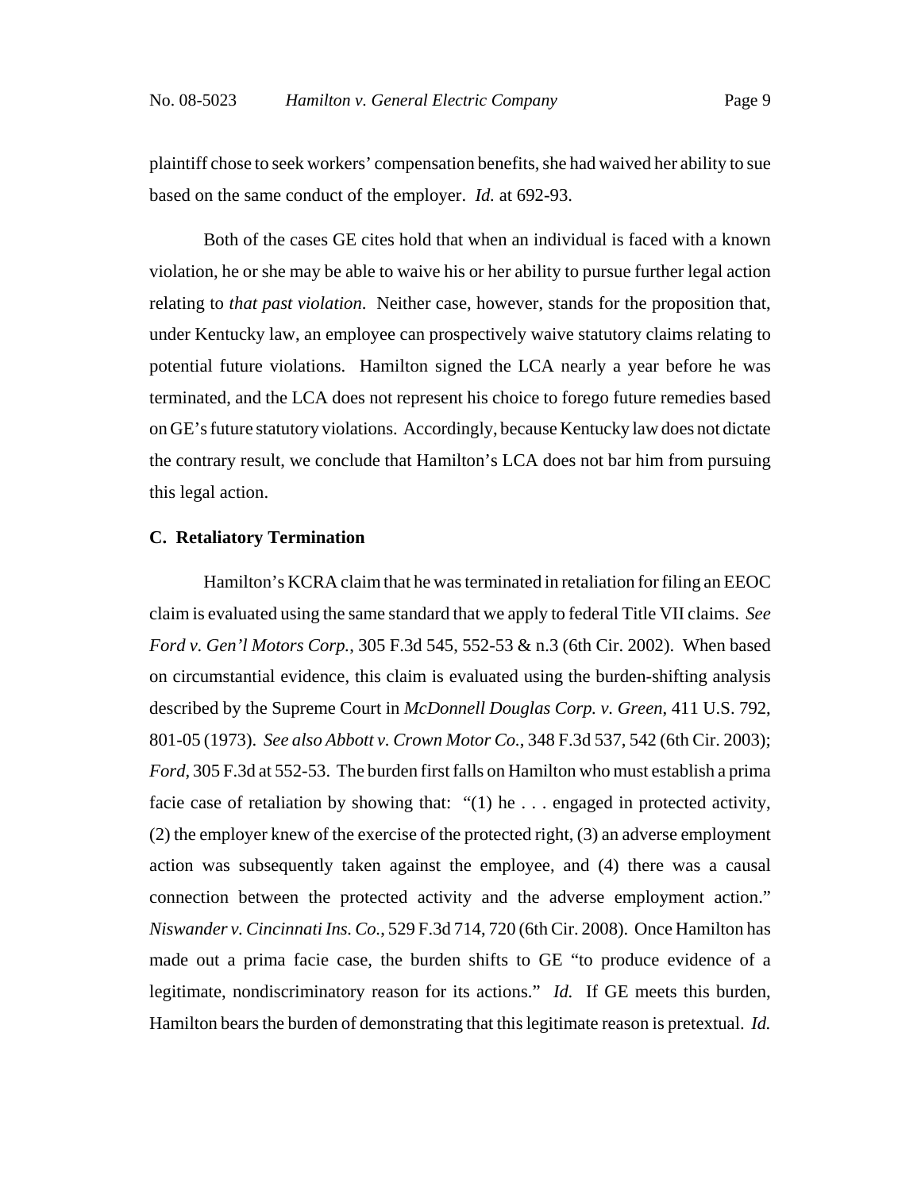plaintiff chose to seek workers' compensation benefits, she had waived her ability to sue based on the same conduct of the employer. *Id.* at 692-93.

Both of the cases GE cites hold that when an individual is faced with a known violation, he or she may be able to waive his or her ability to pursue further legal action relating to *that past violation*. Neither case, however, stands for the proposition that, under Kentucky law, an employee can prospectively waive statutory claims relating to potential future violations. Hamilton signed the LCA nearly a year before he was terminated, and the LCA does not represent his choice to forego future remedies based on GE's future statutory violations. Accordingly, because Kentucky law does not dictate the contrary result, we conclude that Hamilton's LCA does not bar him from pursuing this legal action.

**C. Retaliatory Termination**

Hamilton's KCRA claim that he was terminated in retaliation for filing an EEOC claim is evaluated using the same standard that we apply to federal Title VII claims. *See Ford v. Gen'l Motors Corp.*, 305 F.3d 545, 552-53 & n.3 (6th Cir. 2002). When based on circumstantial evidence, this claim is evaluated using the burden-shifting analysis described by the Supreme Court in *McDonnell Douglas Corp. v. Green*, 411 U.S. 792, 801-05 (1973). *See also Abbott v. Crown Motor Co.*, 348 F.3d 537, 542 (6th Cir. 2003); *Ford*, 305 F.3d at 552-53. The burden first falls on Hamilton who must establish a prima facie case of retaliation by showing that: "(1) he . . . engaged in protected activity, (2) the employer knew of the exercise of the protected right, (3) an adverse employment action was subsequently taken against the employee, and (4) there was a causal connection between the protected activity and the adverse employment action." *Niswander v. Cincinnati Ins. Co.*, 529 F.3d 714, 720 (6th Cir. 2008). Once Hamilton has made out a prima facie case, the burden shifts to GE "to produce evidence of a legitimate, nondiscriminatory reason for its actions." *Id.* If GE meets this burden, Hamilton bears the burden of demonstrating that this legitimate reason is pretextual. *Id.*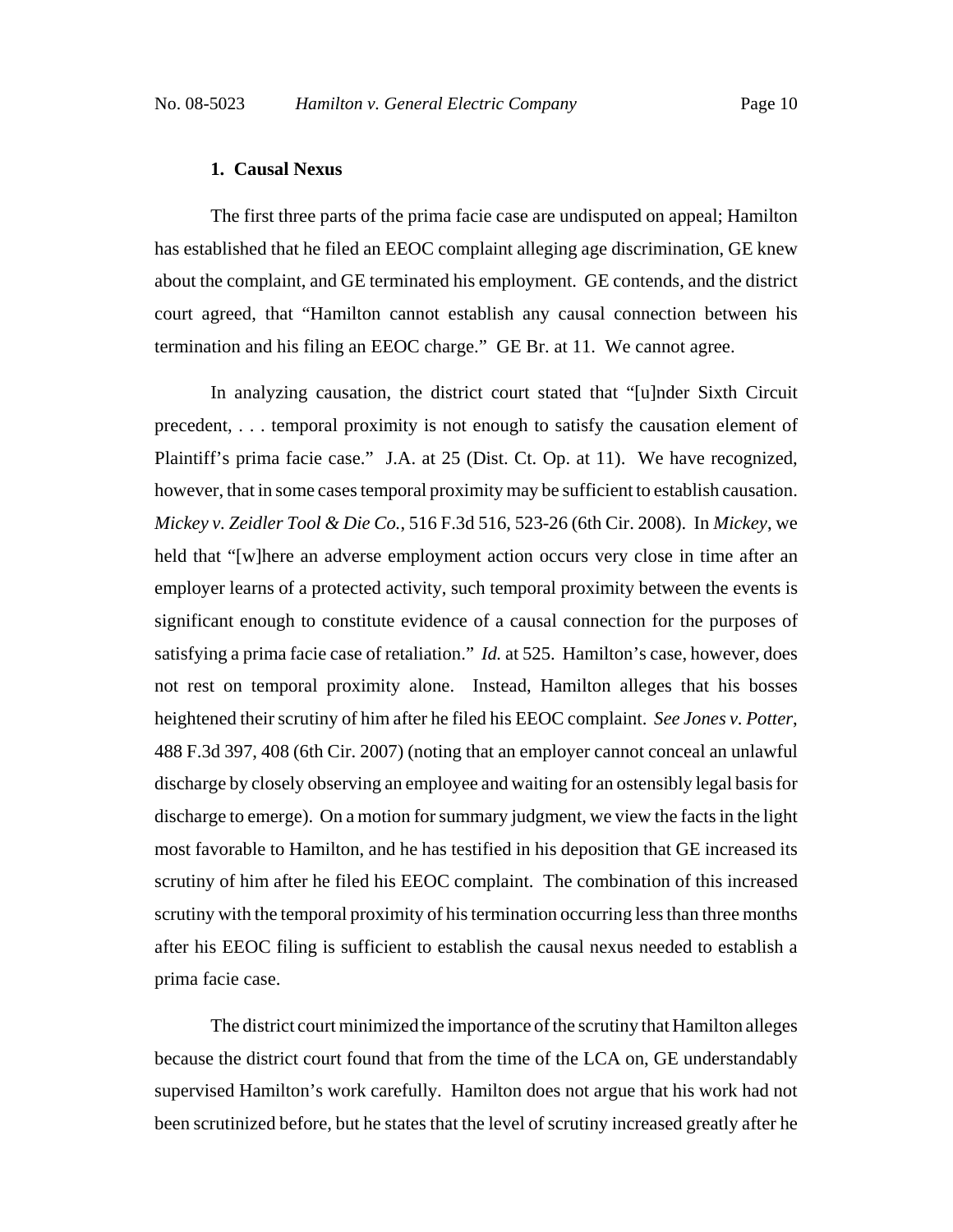### 1. Causal Nexus

The first three parts of the prima facie case are undisputed on appeal; Hamilton has established that he filed an EEOC complaint alleging age discrimination, GE knew about the complaint, and GE terminated his employment. GE contends, and the district court agreed, that "Hamilton cannot establish any causal connection between his termination and his filing an EEOC charge." GE Br. at 11. We cannot agree.

In analyzing causation, the district court stated that "[u]nder Sixth Circuit precedent, . . . temporal proximity is not enough to satisfy the causation element of Plaintiff's prima facie case." J.A. at 25 (Dist. Ct. Op. at 11). We have recognized, however, that in some cases temporal proximity may be sufficient to establish causation. *Mickey v. Zeidler Tool & Die Co.*, 516 F.3d 516, 523-26 (6th Cir. 2008). In *Mickey*, we held that "[w]here an adverse employment action occurs very close in time after an employer learns of a protected activity, such temporal proximity between the events is significant enough to constitute evidence of a causal connection for the purposes of satisfying a prima facie case of retaliation." *Id.* at 525. Hamilton's case, however, does not rest on temporal proximity alone. Instead, Hamilton alleges that his bosses heightened their scrutiny of him after he filed his EEOC complaint. *See Jones v. Potter*, 488 F.3d 397, 408 (6th Cir. 2007) (noting that an employer cannot conceal an unlawful discharge by closely observing an employee and waiting for an ostensibly legal basis for discharge to emerge). On a motion for summary judgment, we view the facts in the light most favorable to Hamilton, and he has testified in his deposition that GE increased its scrutiny of him after he filed his EEOC complaint. The combination of this increased scrutiny with the temporal proximity of his termination occurring less than three months after his EEOC filing is sufficient to establish the causal nexus needed to establish a prima facie case.

The district court minimized the importance of the scrutiny that Hamilton alleges because the district court found that from the time of the LCA on, GE understandably supervised Hamilton's work carefully. Hamilton does not argue that his work had not been scrutinized before, but he states that the level of scrutiny increased greatly after he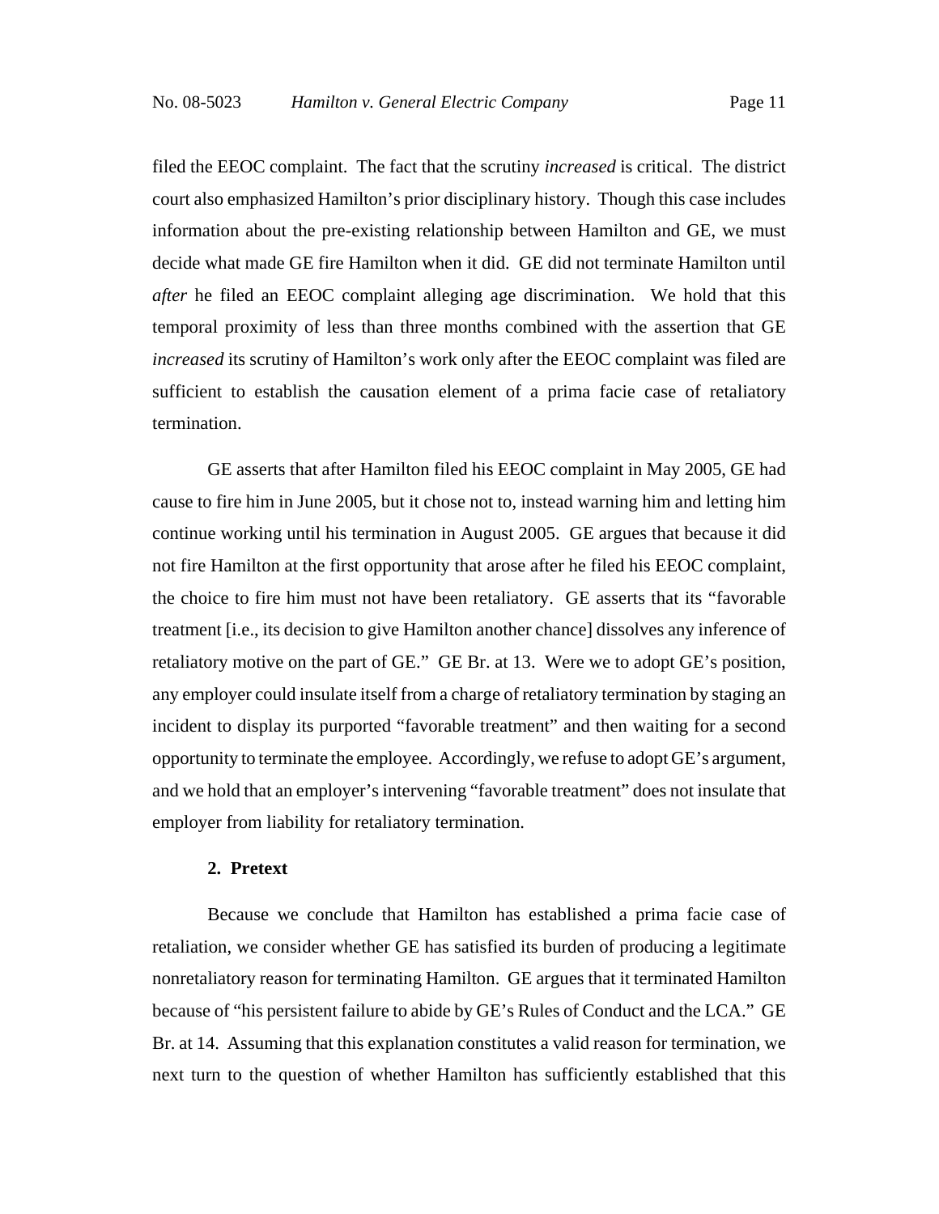filed the EEOC complaint. The fact that the scrutiny *increased* is critical. The district court also emphasized Hamilton's prior disciplinary history. Though this case includes information about the pre-existing relationship between Hamilton and GE, we must decide what made GE fire Hamilton when it did. GE did not terminate Hamilton until *after* he filed an EEOC complaint alleging age discrimination. We hold that this temporal proximity of less than three months combined with the assertion that GE *increased* its scrutiny of Hamilton's work only after the EEOC complaint was filed are sufficient to establish the causation element of a prima facie case of retaliatory termination.

GE asserts that after Hamilton filed his EEOC complaint in May 2005, GE had cause to fire him in June 2005, but it chose not to, instead warning him and letting him continue working until his termination in August 2005. GE argues that because it did not fire Hamilton at the first opportunity that arose after he filed his EEOC complaint, the choice to fire him must not have been retaliatory. GE asserts that its "favorable treatment [i.e., its decision to give Hamilton another chance] dissolves any inference of retaliatory motive on the part of GE." GE Br. at 13. Were we to adopt GE's position, any employer could insulate itself from a charge of retaliatory termination by staging an incident to display its purported "favorable treatment" and then waiting for a second opportunity to terminate the employee. Accordingly, we refuse to adopt GE's argument, and we hold that an employer's intervening "favorable treatment" does not insulate that employer from liability for retaliatory termination.

**2. Pretext**

Because we conclude that Hamilton has established a prima facie case of retaliation, we consider whether GE has satisfied its burden of producing a legitimate nonretaliatory reason for terminating Hamilton. GE argues that it terminated Hamilton because of "his persistent failure to abide by GE's Rules of Conduct and the LCA." GE Br. at 14. Assuming that this explanation constitutes a valid reason for termination, we next turn to the question of whether Hamilton has sufficiently established that this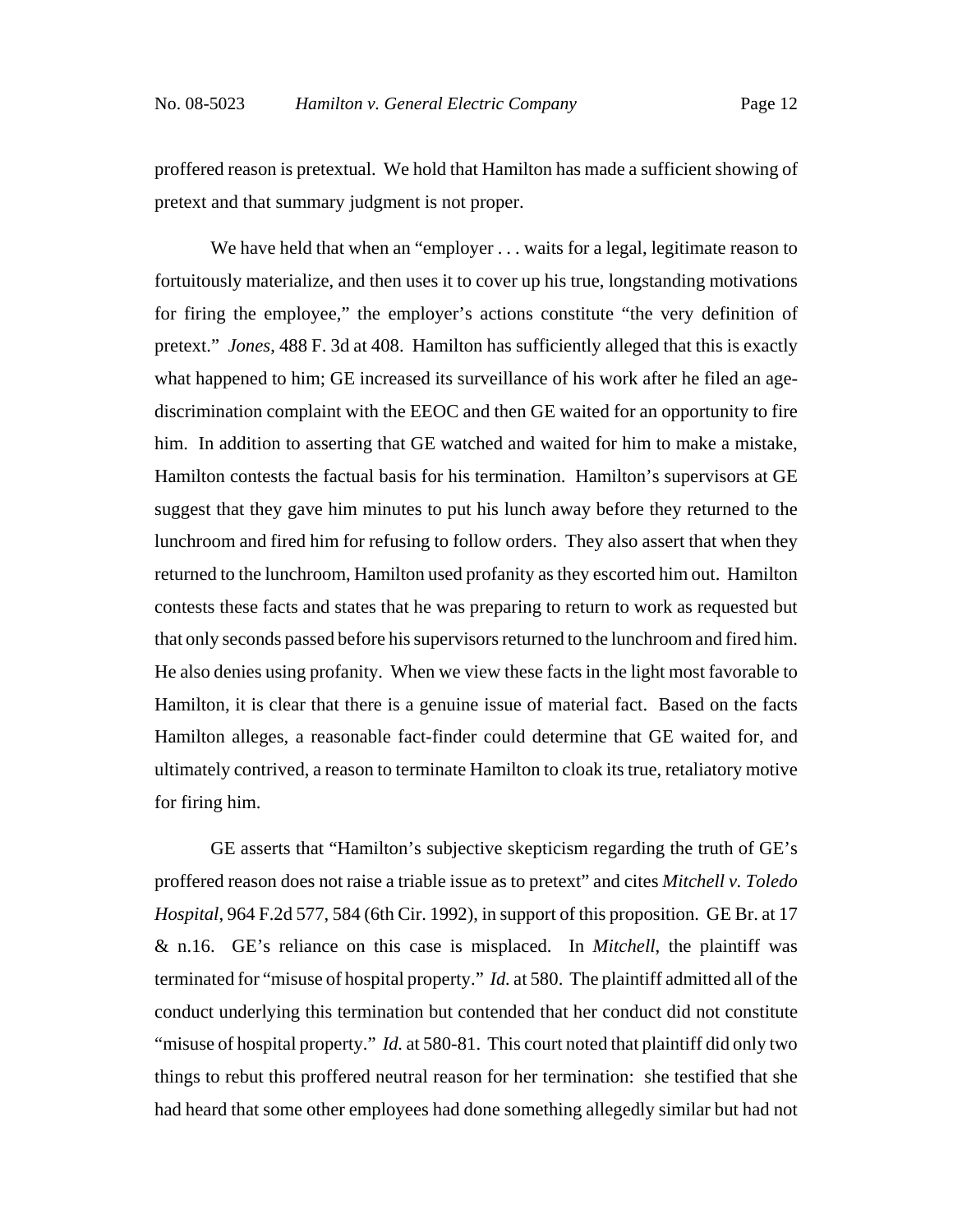proffered reason is pretextual. We hold that Hamilton has made a sufficient showing of pretext and that summary judgment is not proper.

We have held that when an "employer . . . waits for a legal, legitimate reason to fortuitously materialize, and then uses it to cover up his true, longstanding motivations for firing the employee," the employer's actions constitute "the very definition of pretext." *Jones*, 488 F. 3d at 408. Hamilton has sufficiently alleged that this is exactly what happened to him; GE increased its surveillance of his work after he filed an age-discrimination complaint with the EEOC and then GE waited for an opportunity to fire him. In addition to asserting that GE watched and waited for him to make a mistake, Hamilton contests the factual basis for his termination. Hamilton's supervisors at GE suggest that they gave him minutes to put his lunch away before they returned to the lunchroom and fired him for refusing to follow orders. They also assert that when they returned to the lunchroom, Hamilton used profanity as they escorted him out. Hamilton contests these facts and states that he was preparing to return to work as requested but that only seconds passed before his supervisors returned to the lunchroom and fired him. He also denies using profanity. When we view these facts in the light most favorable to Hamilton, it is clear that there is a genuine issue of material fact. Based on the facts Hamilton alleges, a reasonable fact-finder could determine that GE waited for, and ultimately contrived, a reason to terminate Hamilton to cloak its true, retaliatory motive for firing him.

GE asserts that "Hamilton's subjective skepticism regarding the truth of GE's proffered reason does not raise a triable issue as to pretext" and cites *Mitchell v. Toledo Hospital*, 964 F.2d 577, 584 (6th Cir. 1992), in support of this proposition. GE Br. at 17 & n.16. GE's reliance on this case is misplaced. In *Mitchell*, the plaintiff was terminated for "misuse of hospital property." *Id.* at 580. The plaintiff admitted all of the conduct underlying this termination but contended that her conduct did not constitute "misuse of hospital property." *Id.* at 580-81. This court noted that plaintiff did only two things to rebut this proffered neutral reason for her termination: she testified that she had heard that some other employees had done something allegedly similar but had not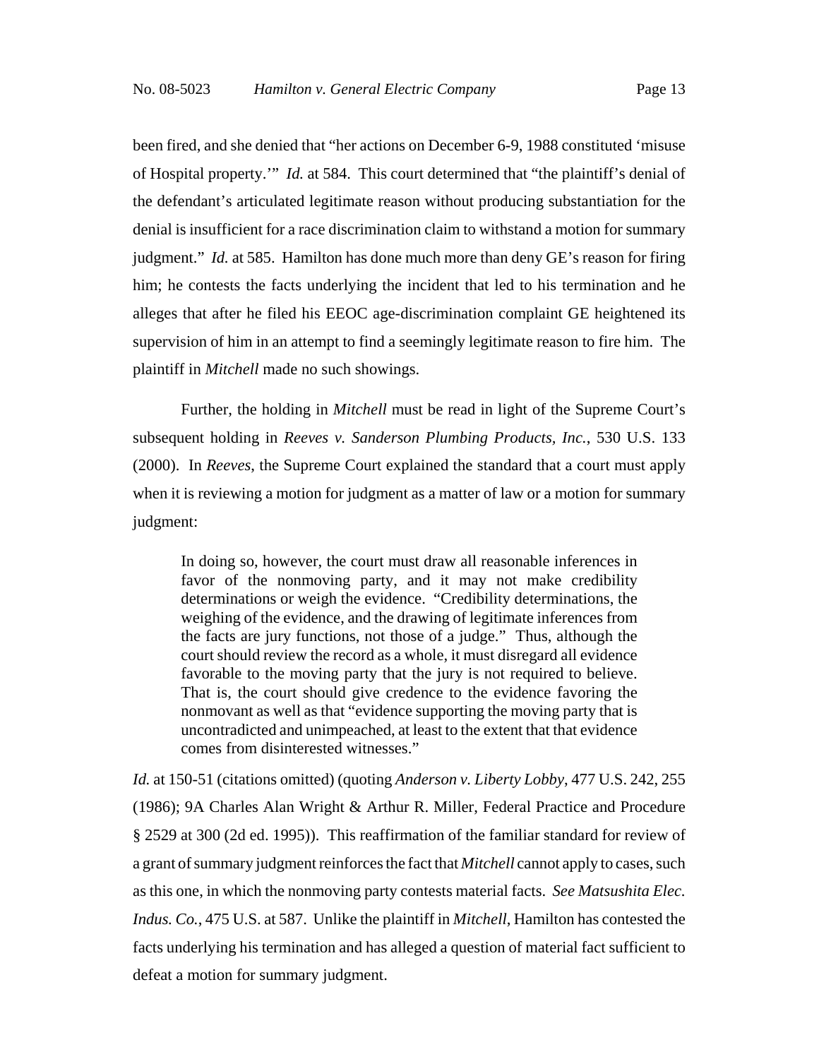been fired, and she denied that "her actions on December 6-9, 1988 constituted 'misuse of Hospital property.'" *Id.* at 584. This court determined that "the plaintiff's denial of the defendant's articulated legitimate reason without producing substantiation for the denial is insufficient for a race discrimination claim to withstand a motion for summary judgment." *Id.* at 585. Hamilton has done much more than deny GE's reason for firing him; he contests the facts underlying the incident that led to his termination and he alleges that after he filed his EEOC age-discrimination complaint GE heightened its supervision of him in an attempt to find a seemingly legitimate reason to fire him. The plaintiff in *Mitchell* made no such showings.

Further, the holding in *Mitchell* must be read in light of the Supreme Court's subsequent holding in *Reeves v. Sanderson Plumbing Products, Inc.*, 530 U.S. 133 (2000). In *Reeves*, the Supreme Court explained the standard that a court must apply when it is reviewing a motion for judgment as a matter of law or a motion for summary judgment:

> In doing so, however, the court must draw all reasonable inferences in favor of the nonmoving party, and it may not make credibility determinations or weigh the evidence. "Credibility determinations, the weighing of the evidence, and the drawing of legitimate inferences from the facts are jury functions, not those of a judge." Thus, although the court should review the record as a whole, it must disregard all evidence favorable to the moving party that the jury is not required to believe. That is, the court should give credence to the evidence favoring the nonmovant as well as that "evidence supporting the moving party that is uncontradicted and unimpeached, at least to the extent that that evidence comes from disinterested witnesses."

*Id.* at 150-51 (citations omitted) (quoting *Anderson v. Liberty Lobby*, 477 U.S. 242, 255 (1986); 9A Charles Alan Wright & Arthur R. Miller, Federal Practice and Procedure § 2529 at 300 (2d ed. 1995)). This reaffirmation of the familiar standard for review of a grant of summary judgment reinforces the fact that *Mitchell* cannot apply to cases, such as this one, in which the nonmoving party contests material facts. *See Matsushita Elec. Indus. Co.*, 475 U.S. at 587. Unlike the plaintiff in *Mitchell*, Hamilton has contested the facts underlying his termination and has alleged a question of material fact sufficient to defeat a motion for summary judgment.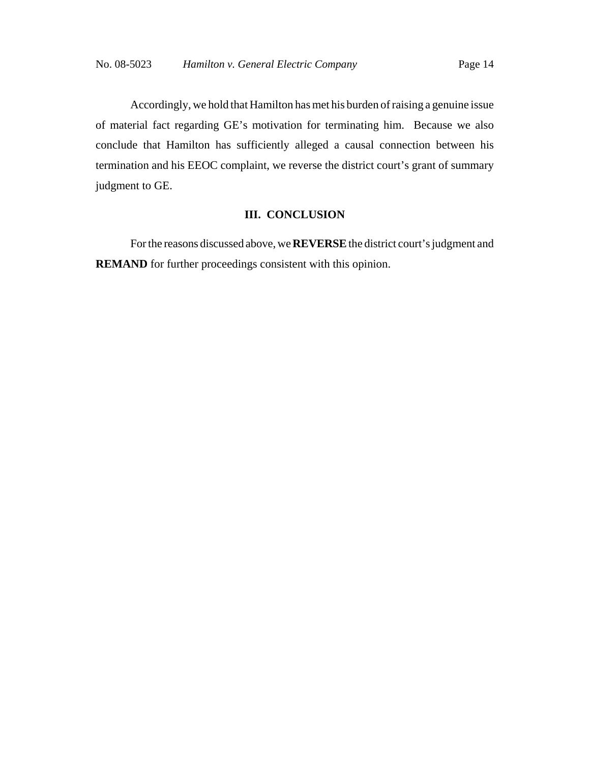Accordingly, we hold that Hamilton has met his burden of raising a genuine issue of material fact regarding GE's motivation for terminating him. Because we also conclude that Hamilton has sufficiently alleged a causal connection between his termination and his EEOC complaint, we reverse the district court's grant of summary judgment to GE.

## III. CONCLUSION

For the reasons discussed above, we **REVERSE** the district court's judgment and **REMAND** for further proceedings consistent with this opinion.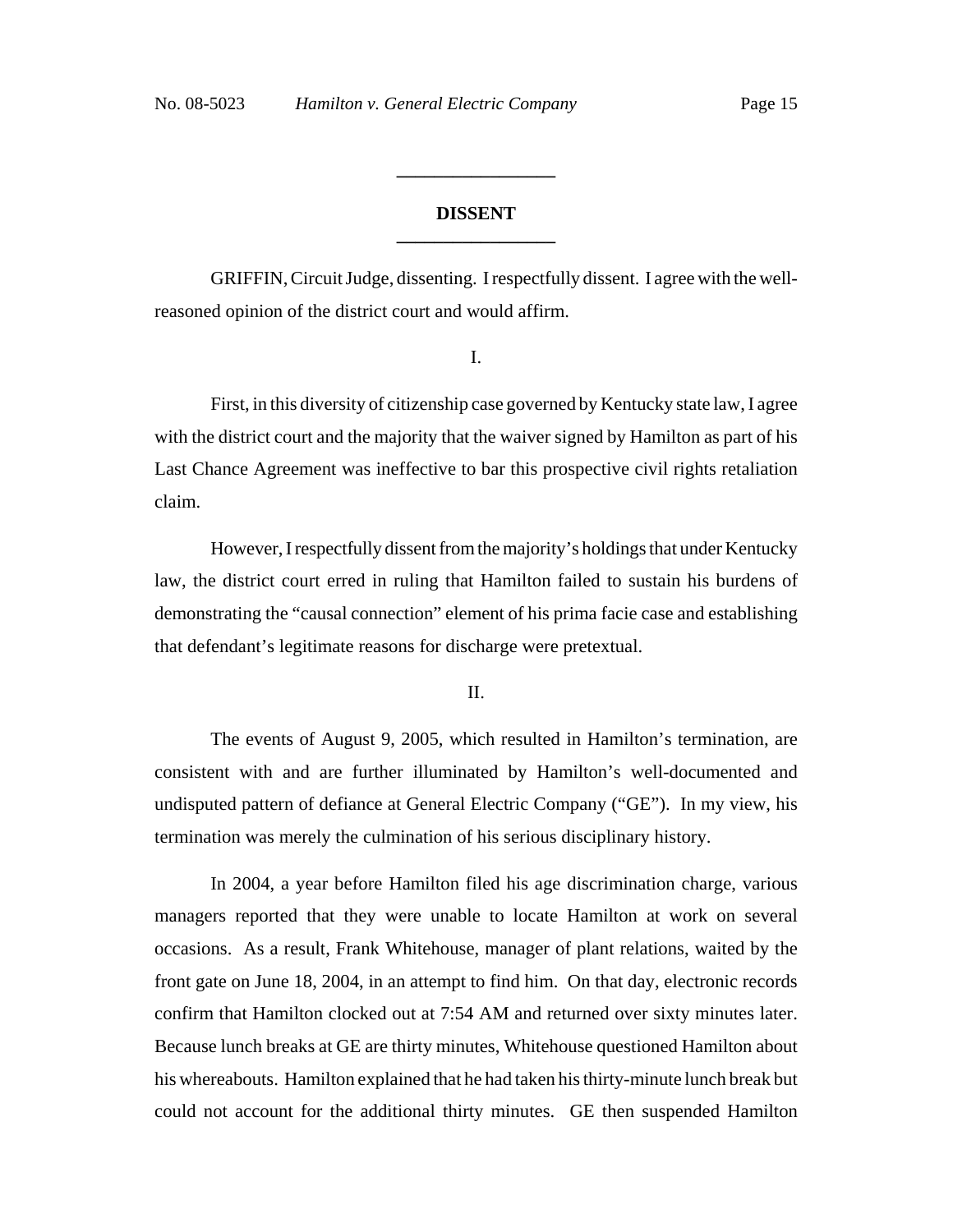## DISSENT

GRIFFIN, Circuit Judge, dissenting. I respectfully dissent. I agree with the well-reasoned opinion of the district court and would affirm.

I.

First, in this diversity of citizenship case governed by Kentucky state law, I agree with the district court and the majority that the waiver signed by Hamilton as part of his Last Chance Agreement was ineffective to bar this prospective civil rights retaliation claim.

However, I respectfully dissent from the majority's holdings that under Kentucky law, the district court erred in ruling that Hamilton failed to sustain his burdens of demonstrating the "causal connection" element of his prima facie case and establishing that defendant's legitimate reasons for discharge were pretextual.

II.

The events of August 9, 2005, which resulted in Hamilton's termination, are consistent with and are further illuminated by Hamilton's well-documented and undisputed pattern of defiance at General Electric Company ("GE"). In my view, his termination was merely the culmination of his serious disciplinary history.

In 2004, a year before Hamilton filed his age discrimination charge, various managers reported that they were unable to locate Hamilton at work on several occasions. As a result, Frank Whitehouse, manager of plant relations, waited by the front gate on June 18, 2004, in an attempt to find him. On that day, electronic records confirm that Hamilton clocked out at 7:54 AM and returned over sixty minutes later. Because lunch breaks at GE are thirty minutes, Whitehouse questioned Hamilton about his whereabouts. Hamilton explained that he had taken his thirty-minute lunch break but could not account for the additional thirty minutes. GE then suspended Hamilton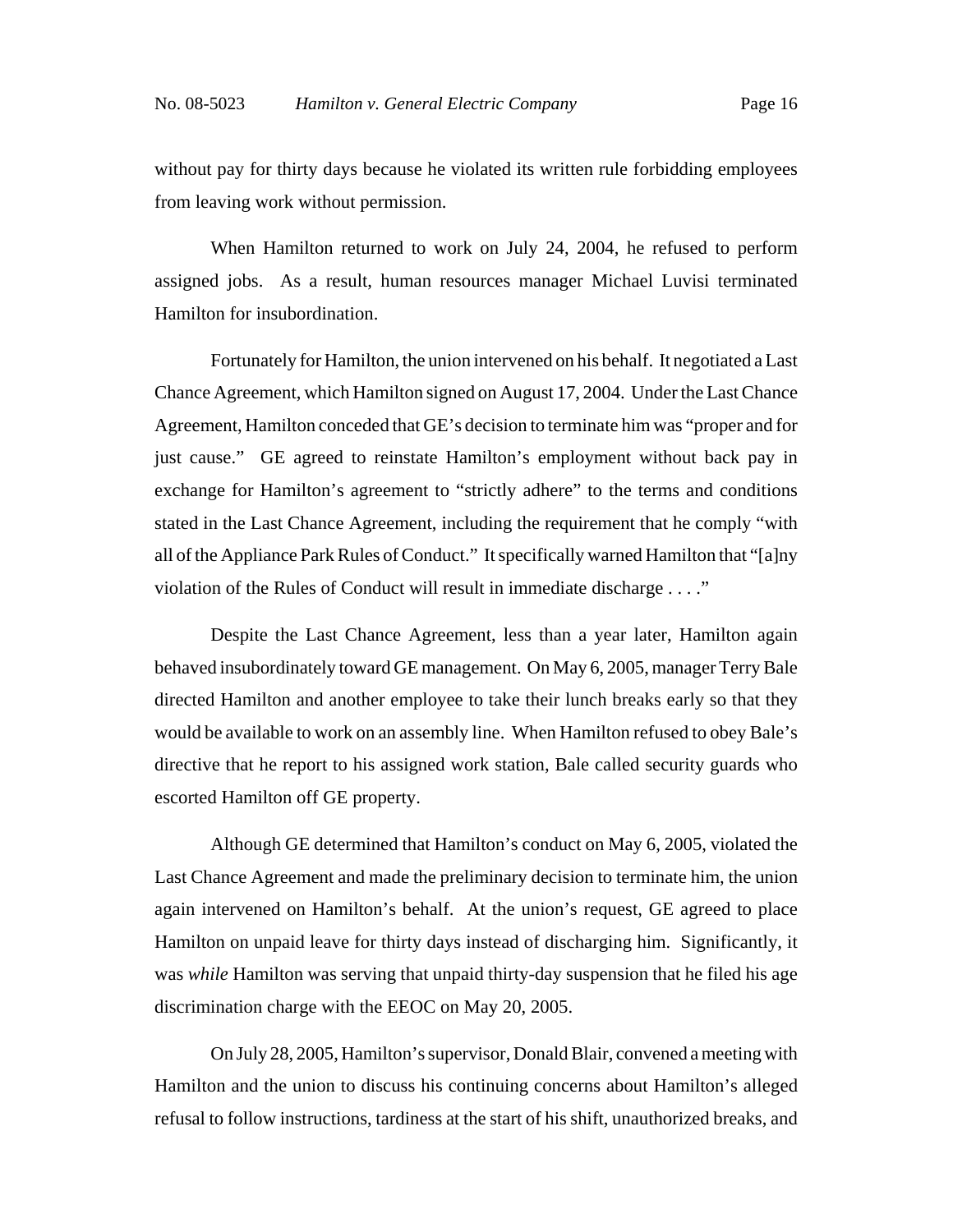without pay for thirty days because he violated its written rule forbidding employees from leaving work without permission.

When Hamilton returned to work on July 24, 2004, he refused to perform assigned jobs. As a result, human resources manager Michael Luvisi terminated Hamilton for insubordination.

Fortunately for Hamilton, the union intervened on his behalf. It negotiated a Last Chance Agreement, which Hamilton signed on August 17, 2004. Under the Last Chance Agreement, Hamilton conceded that GE's decision to terminate him was "proper and for just cause." GE agreed to reinstate Hamilton's employment without back pay in exchange for Hamilton's agreement to "strictly adhere" to the terms and conditions stated in the Last Chance Agreement, including the requirement that he comply "with all of the Appliance Park Rules of Conduct." It specifically warned Hamilton that "[a]ny violation of the Rules of Conduct will result in immediate discharge . . . ."

Despite the Last Chance Agreement, less than a year later, Hamilton again behaved insubordinately toward GE management. On May 6, 2005, manager Terry Bale directed Hamilton and another employee to take their lunch breaks early so that they would be available to work on an assembly line. When Hamilton refused to obey Bale's directive that he report to his assigned work station, Bale called security guards who escorted Hamilton off GE property.

Although GE determined that Hamilton's conduct on May 6, 2005, violated the Last Chance Agreement and made the preliminary decision to terminate him, the union again intervened on Hamilton's behalf. At the union's request, GE agreed to place Hamilton on unpaid leave for thirty days instead of discharging him. Significantly, it was *while* Hamilton was serving that unpaid thirty-day suspension that he filed his age discrimination charge with the EEOC on May 20, 2005.

On July 28, 2005, Hamilton's supervisor, Donald Blair, convened a meeting with Hamilton and the union to discuss his continuing concerns about Hamilton's alleged refusal to follow instructions, tardiness at the start of his shift, unauthorized breaks, and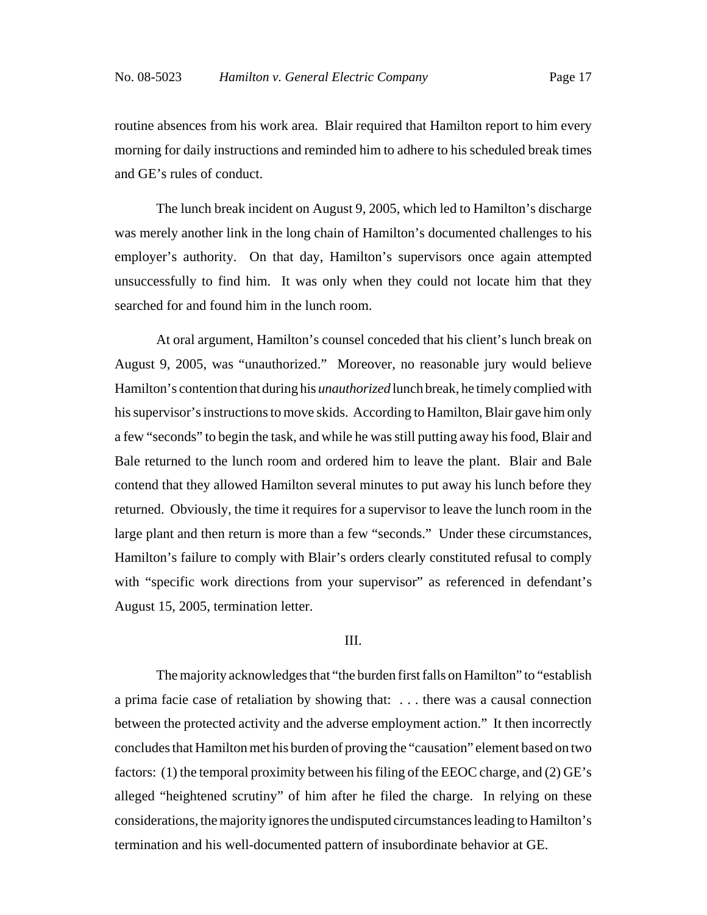routine absences from his work area. Blair required that Hamilton report to him every morning for daily instructions and reminded him to adhere to his scheduled break times and GE's rules of conduct.

The lunch break incident on August 9, 2005, which led to Hamilton's discharge was merely another link in the long chain of Hamilton's documented challenges to his employer's authority. On that day, Hamilton's supervisors once again attempted unsuccessfully to find him. It was only when they could not locate him that they searched for and found him in the lunch room.

At oral argument, Hamilton's counsel conceded that his client's lunch break on August 9, 2005, was "unauthorized." Moreover, no reasonable jury would believe Hamilton's contention that during his *unauthorized* lunch break, he timely complied with his supervisor's instructions to move skids. According to Hamilton, Blair gave him only a few "seconds" to begin the task, and while he was still putting away his food, Blair and Bale returned to the lunch room and ordered him to leave the plant. Blair and Bale contend that they allowed Hamilton several minutes to put away his lunch before they returned. Obviously, the time it requires for a supervisor to leave the lunch room in the large plant and then return is more than a few "seconds." Under these circumstances, Hamilton's failure to comply with Blair's orders clearly constituted refusal to comply with "specific work directions from your supervisor" as referenced in defendant's August 15, 2005, termination letter.

## III.

The majority acknowledges that "the burden first falls on Hamilton" to "establish a prima facie case of retaliation by showing that: . . . there was a causal connection between the protected activity and the adverse employment action." It then incorrectly concludes that Hamilton met his burden of proving the "causation" element based on two factors: (1) the temporal proximity between his filing of the EEOC charge, and (2) GE's alleged "heightened scrutiny" of him after he filed the charge. In relying on these considerations, the majority ignores the undisputed circumstances leading to Hamilton's termination and his well-documented pattern of insubordinate behavior at GE.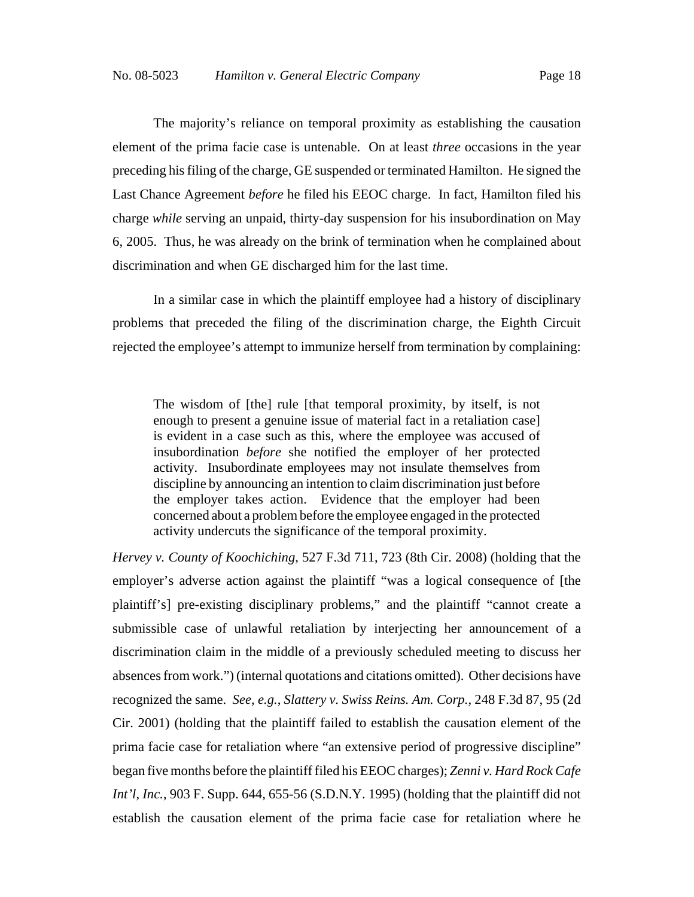The majority's reliance on temporal proximity as establishing the causation element of the prima facie case is untenable. On at least *three* occasions in the year preceding his filing of the charge, GE suspended or terminated Hamilton. He signed the Last Chance Agreement *before* he filed his EEOC charge. In fact, Hamilton filed his charge *while* serving an unpaid, thirty-day suspension for his insubordination on May 6, 2005. Thus, he was already on the brink of termination when he complained about discrimination and when GE discharged him for the last time.

In a similar case in which the plaintiff employee had a history of disciplinary problems that preceded the filing of the discrimination charge, the Eighth Circuit rejected the employee's attempt to immunize herself from termination by complaining:

> The wisdom of [the] rule [that temporal proximity, by itself, is not enough to present a genuine issue of material fact in a retaliation case] is evident in a case such as this, where the employee was accused of insubordination *before* she notified the employer of her protected activity. Insubordinate employees may not insulate themselves from discipline by announcing an intention to claim discrimination just before the employer takes action. Evidence that the employer had been concerned about a problem before the employee engaged in the protected activity undercuts the significance of the temporal proximity.

*Hervey v. County of Koochiching*, 527 F.3d 711, 723 (8th Cir. 2008) (holding that the employer's adverse action against the plaintiff "was a logical consequence of [the plaintiff's] pre-existing disciplinary problems," and the plaintiff "cannot create a submissible case of unlawful retaliation by interjecting her announcement of a discrimination claim in the middle of a previously scheduled meeting to discuss her absences from work.") (internal quotations and citations omitted). Other decisions have recognized the same. *See, e.g., Slattery v. Swiss Reins. Am. Corp.*, 248 F.3d 87, 95 (2d Cir. 2001) (holding that the plaintiff failed to establish the causation element of the prima facie case for retaliation where "an extensive period of progressive discipline" began five months before the plaintiff filed his EEOC charges); *Zenni v. Hard Rock Cafe Int'l, Inc.*, 903 F. Supp. 644, 655-56 (S.D.N.Y. 1995) (holding that the plaintiff did not establish the causation element of the prima facie case for retaliation where he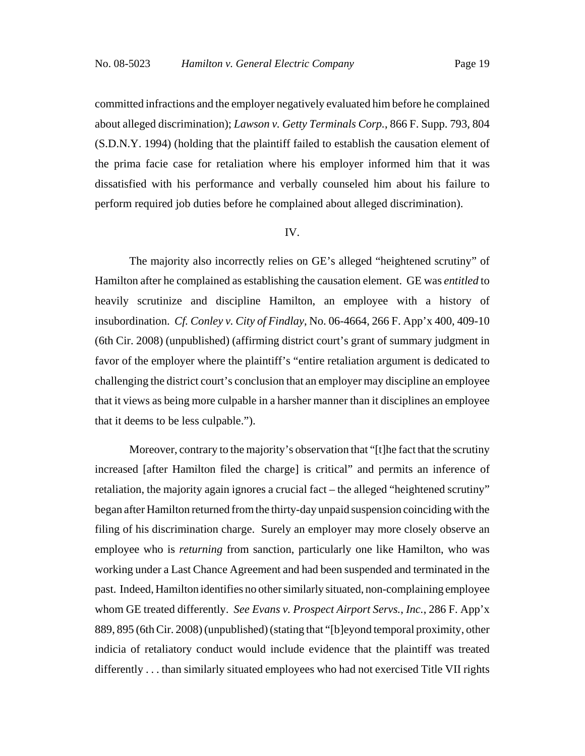committed infractions and the employer negatively evaluated him before he complained about alleged discrimination); *Lawson v. Getty Terminals Corp.*, 866 F. Supp. 793, 804 (S.D.N.Y. 1994) (holding that the plaintiff failed to establish the causation element of the prima facie case for retaliation where his employer informed him that it was dissatisfied with his performance and verbally counseled him about his failure to perform required job duties before he complained about alleged discrimination).

IV.

The majority also incorrectly relies on GE's alleged "heightened scrutiny" of Hamilton after he complained as establishing the causation element. GE was *entitled* to heavily scrutinize and discipline Hamilton, an employee with a history of insubordination. *Cf. Conley v. City of Findlay*, No. 06-4664, 266 F. App'x 400, 409-10 (6th Cir. 2008) (unpublished) (affirming district court's grant of summary judgment in favor of the employer where the plaintiff's "entire retaliation argument is dedicated to challenging the district court's conclusion that an employer may discipline an employee that it views as being more culpable in a harsher manner than it disciplines an employee that it deems to be less culpable.").

Moreover, contrary to the majority's observation that "[t]he fact that the scrutiny increased [after Hamilton filed the charge] is critical" and permits an inference of retaliation, the majority again ignores a crucial fact – the alleged "heightened scrutiny" began after Hamilton returned from the thirty-day unpaid suspension coinciding with the filing of his discrimination charge. Surely an employer may more closely observe an employee who is *returning* from sanction, particularly one like Hamilton, who was working under a Last Chance Agreement and had been suspended and terminated in the past. Indeed, Hamilton identifies no other similarly situated, non-complaining employee whom GE treated differently. *See Evans v. Prospect Airport Servs., Inc.*, 286 F. App'x 889, 895 (6th Cir. 2008) (unpublished) (stating that "[b]eyond temporal proximity, other indicia of retaliatory conduct would include evidence that the plaintiff was treated differently . . . than similarly situated employees who had not exercised Title VII rights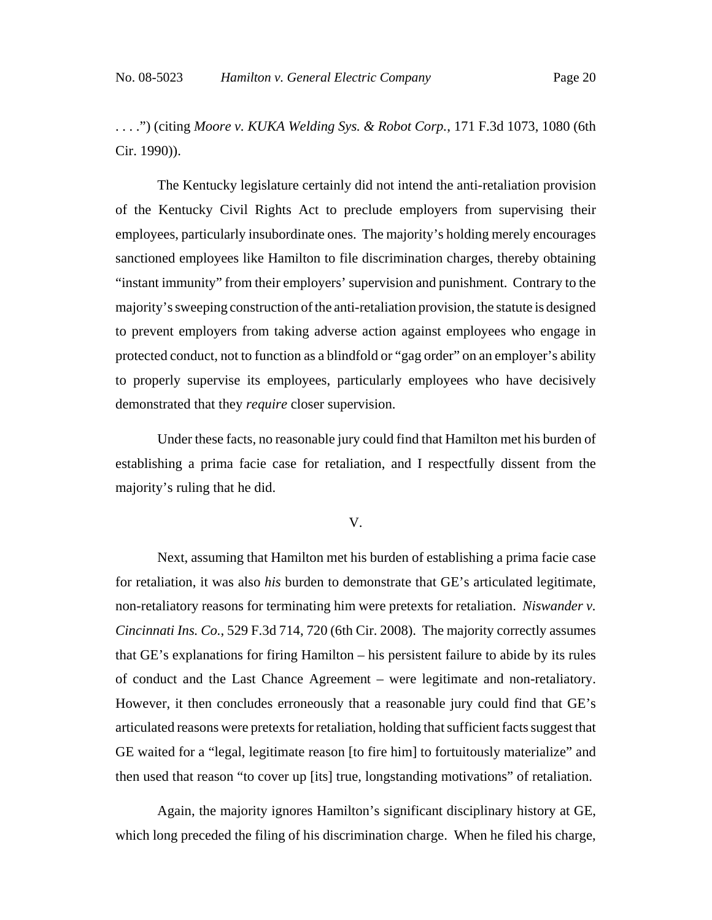. . . .") (citing *Moore v. KUKA Welding Sys. & Robot Corp.*, 171 F.3d 1073, 1080 (6th Cir. 1990)).

The Kentucky legislature certainly did not intend the anti-retaliation provision of the Kentucky Civil Rights Act to preclude employers from supervising their employees, particularly insubordinate ones. The majority's holding merely encourages sanctioned employees like Hamilton to file discrimination charges, thereby obtaining "instant immunity" from their employers' supervision and punishment. Contrary to the majority's sweeping construction of the anti-retaliation provision, the statute is designed to prevent employers from taking adverse action against employees who engage in protected conduct, not to function as a blindfold or "gag order" on an employer's ability to properly supervise its employees, particularly employees who have decisively demonstrated that they *require* closer supervision.

Under these facts, no reasonable jury could find that Hamilton met his burden of establishing a prima facie case for retaliation, and I respectfully dissent from the majority's ruling that he did.

## V.

Next, assuming that Hamilton met his burden of establishing a prima facie case for retaliation, it was also *his* burden to demonstrate that GE's articulated legitimate, non-retaliatory reasons for terminating him were pretexts for retaliation. *Niswander v. Cincinnati Ins. Co.*, 529 F.3d 714, 720 (6th Cir. 2008). The majority correctly assumes that GE's explanations for firing Hamilton – his persistent failure to abide by its rules of conduct and the Last Chance Agreement – were legitimate and non-retaliatory. However, it then concludes erroneously that a reasonable jury could find that GE's articulated reasons were pretexts for retaliation, holding that sufficient facts suggest that GE waited for a "legal, legitimate reason [to fire him] to fortuitously materialize" and then used that reason "to cover up [its] true, longstanding motivations" of retaliation.

Again, the majority ignores Hamilton's significant disciplinary history at GE, which long preceded the filing of his discrimination charge. When he filed his charge,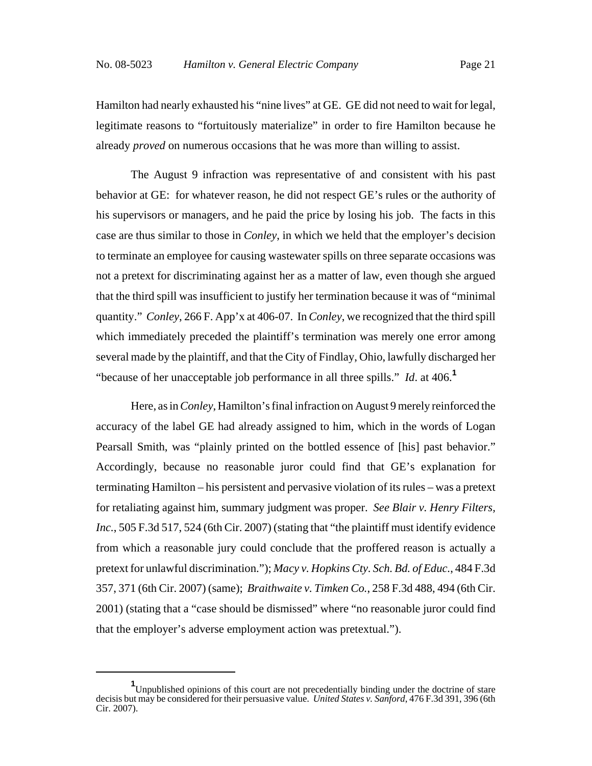Hamilton had nearly exhausted his "nine lives" at GE. GE did not need to wait for legal, legitimate reasons to "fortuitously materialize" in order to fire Hamilton because he already *proved* on numerous occasions that he was more than willing to assist.

The August 9 infraction was representative of and consistent with his past behavior at GE: for whatever reason, he did not respect GE's rules or the authority of his supervisors or managers, and he paid the price by losing his job. The facts in this case are thus similar to those in *Conley*, in which we held that the employer's decision to terminate an employee for causing wastewater spills on three separate occasions was not a pretext for discriminating against her as a matter of law, even though she argued that the third spill was insufficient to justify her termination because it was of "minimal quantity." *Conley*, 266 F. App'x at 406-07. In *Conley*, we recognized that the third spill which immediately preceded the plaintiff's termination was merely one error among several made by the plaintiff, and that the City of Findlay, Ohio, lawfully discharged her "because of her unacceptable job performance in all three spills." *Id*. at 406.[1]

Here, as in *Conley*, Hamilton's final infraction on August 9 merely reinforced the accuracy of the label GE had already assigned to him, which in the words of Logan Pearsall Smith, was "plainly printed on the bottled essence of [his] past behavior." Accordingly, because no reasonable juror could find that GE's explanation for terminating Hamilton – his persistent and pervasive violation of its rules – was a pretext for retaliating against him, summary judgment was proper. *See Blair v. Henry Filters, Inc.*, 505 F.3d 517, 524 (6th Cir. 2007) (stating that "the plaintiff must identify evidence from which a reasonable jury could conclude that the proffered reason is actually a pretext for unlawful discrimination."); *Macy v. Hopkins Cty. Sch. Bd. of Educ.*, 484 F.3d 357, 371 (6th Cir. 2007) (same); *Braithwaite v. Timken Co.*, 258 F.3d 488, 494 (6th Cir. 2001) (stating that a "case should be dismissed" where "no reasonable juror could find that the employer's adverse employment action was pretextual.").

---

[1] Unpublished opinions of this court are not precedentially binding under the doctrine of stare decisis but may be considered for their persuasive value. *United States v. Sanford*, 476 F.3d 391, 396 (6th Cir. 2007).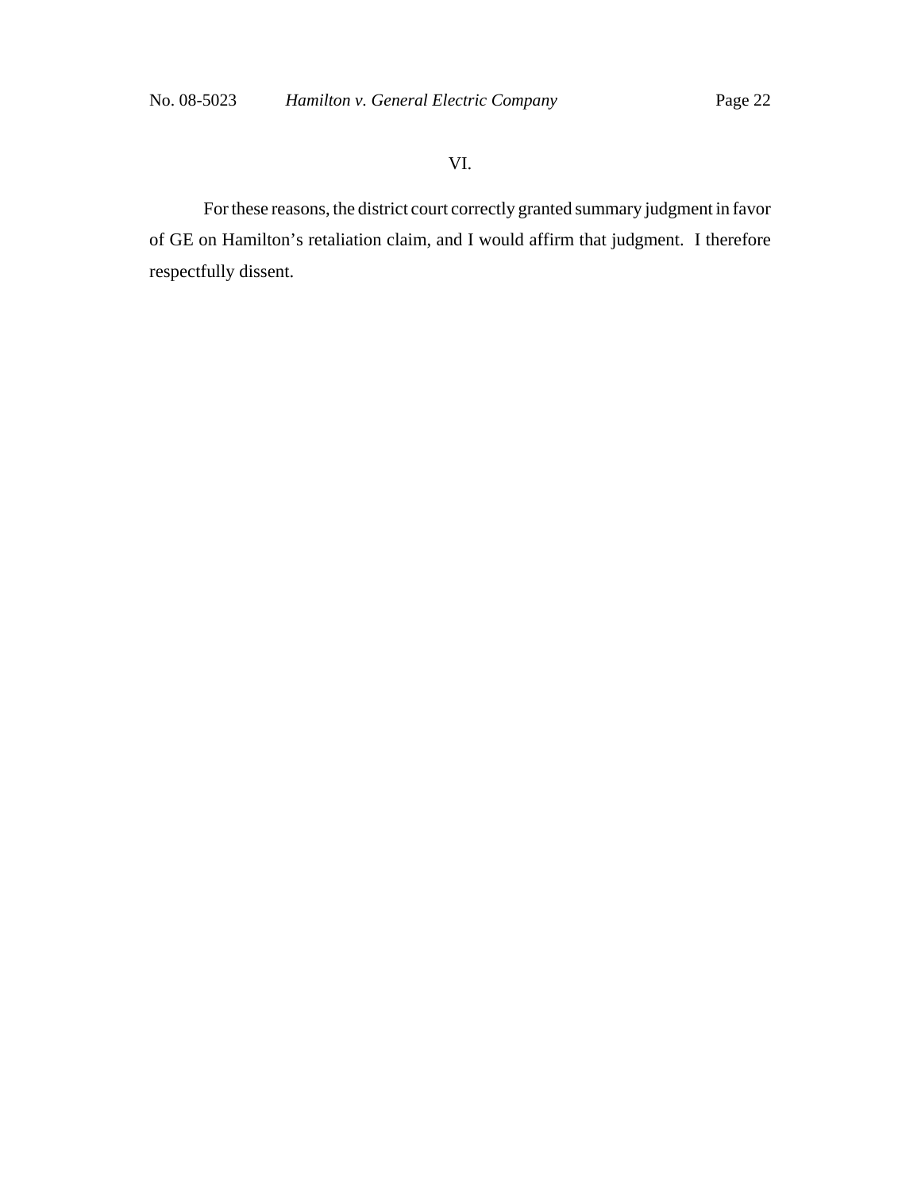VI.

For these reasons, the district court correctly granted summary judgment in favor of GE on Hamilton's retaliation claim, and I would affirm that judgment. I therefore respectfully dissent.